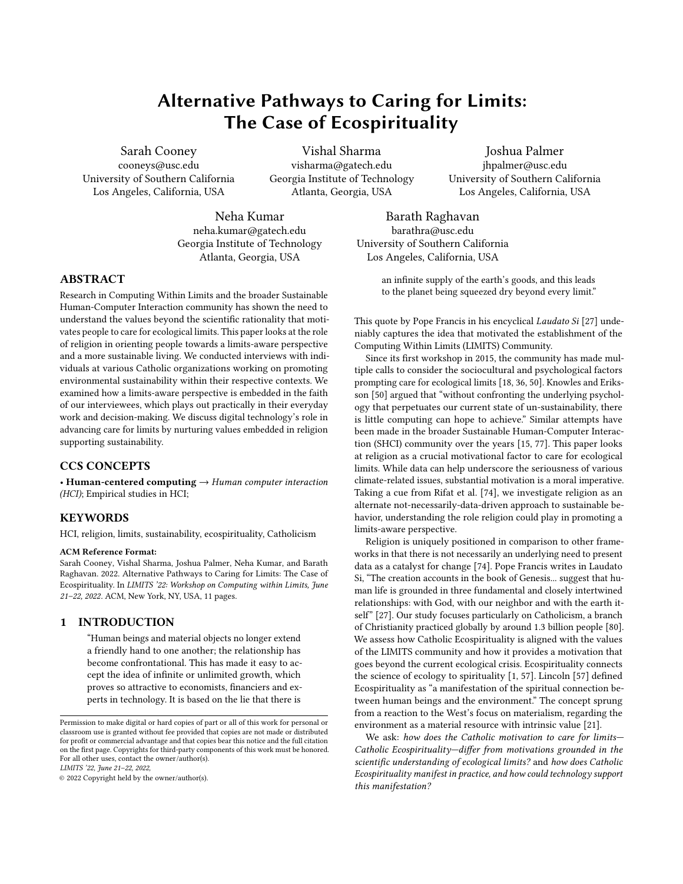# Alternative Pathways to Caring for Limits: The Case of Ecospirituality

Sarah Cooney
cooneys@usc.edu
University of Southern California
Los Angeles, California, USA

Vishal Sharma
visharma@gatech.edu
Georgia Institute of Technology
Atlanta, Georgia, USA

Joshua Palmer
jhpalmer@usc.edu
University of Southern California
Los Angeles, California, USA

Neha Kumar
neha.kumar@gatech.edu
Georgia Institute of Technology
Atlanta, Georgia, USA

Barath Raghavan
barathra@usc.edu
University of Southern California
Los Angeles, California, USA

## ABSTRACT

Research in Computing Within Limits and the broader Sustainable Human-Computer Interaction community has shown the need to understand the values beyond the scientific rationality that motivates people to care for ecological limits. This paper looks at the role of religion in orienting people towards a limits-aware perspective and a more sustainable living. We conducted interviews with individuals at various Catholic organizations working on promoting environmental sustainability within their respective contexts. We examined how a limits-aware perspective is embedded in the faith of our interviewees, which plays out practically in their everyday work and decision-making. We discuss digital technology's role in advancing care for limits by nurturing values embedded in religion supporting sustainability.

## CCS CONCEPTS

• **Human-centered computing** → *Human computer interaction (HCI)*; Empirical studies in HCI;

## KEYWORDS

HCI, religion, limits, sustainability, ecospirituality, Catholicism

**ACM Reference Format:**

Sarah Cooney, Vishal Sharma, Joshua Palmer, Neha Kumar, and Barath Raghavan. 2022. Alternative Pathways to Caring for Limits: The Case of Ecospirituality. In *LIMITS '22: Workshop on Computing within Limits, June 21–22, 2022.* ACM, New York, NY, USA, 11 pages.

## 1 INTRODUCTION

> "Human beings and material objects no longer extend a friendly hand to one another; the relationship has become confrontational. This has made it easy to accept the idea of infinite or unlimited growth, which proves so attractive to economists, financiers and experts in technology. It is based on the lie that there is an infinite supply of the earth's goods, and this leads to the planet being squeezed dry beyond every limit."

This quote by Pope Francis in his encyclical *Laudato Si* [27] undeniably captures the idea that motivated the establishment of the Computing Within Limits (LIMITS) Community.

Since its first workshop in 2015, the community has made multiple calls to consider the sociocultural and psychological factors prompting care for ecological limits [18, 36, 50]. Knowles and Eriksson [50] argued that "without confronting the underlying psychology that perpetuates our current state of un-sustainability, there is little computing can hope to achieve." Similar attempts have been made in the broader Sustainable Human-Computer Interaction (SHCI) community over the years [15, 77]. This paper looks at religion as a crucial motivational factor to care for ecological limits. While data can help underscore the seriousness of various climate-related issues, substantial motivation is a moral imperative. Taking a cue from Rifat et al. [74], we investigate religion as an alternate not-necessarily-data-driven approach to sustainable behavior, understanding the role religion could play in promoting a limits-aware perspective.

Religion is uniquely positioned in comparison to other frameworks in that there is not necessarily an underlying need to present data as a catalyst for change [74]. Pope Francis writes in Laudato Si, "The creation accounts in the book of Genesis... suggest that human life is grounded in three fundamental and closely intertwined relationships: with God, with our neighbor and with the earth itself" [27]. Our study focuses particularly on Catholicism, a branch of Christianity practiced globally by around 1.3 billion people [80]. We assess how Catholic Ecospirituality is aligned with the values of the LIMITS community and how it provides a motivation that goes beyond the current ecological crisis. Ecospirituality connects the science of ecology to spirituality [1, 57]. Lincoln [57] defined Ecospirituality as "a manifestation of the spiritual connection between human beings and the environment." The concept sprung from a reaction to the West's focus on materialism, regarding the environment as a material resource with intrinsic value [21].

We ask: *how does the Catholic motivation to care for limits—Catholic Ecospirituality—differ from motivations grounded in the scientific understanding of ecological limits?* and *how does Catholic Ecospirituality manifest in practice, and how could technology support this manifestation?*

Permission to make digital or hard copies of part or all of this work for personal or classroom use is granted without fee provided that copies are not made or distributed for profit or commercial advantage and that copies bear this notice and the full citation on the first page. Copyrights for third-party components of this work must be honored. For all other uses, contact the owner/author(s).
*LIMITS '22, June 21–22, 2022,*
© 2022 Copyright held by the owner/author(s).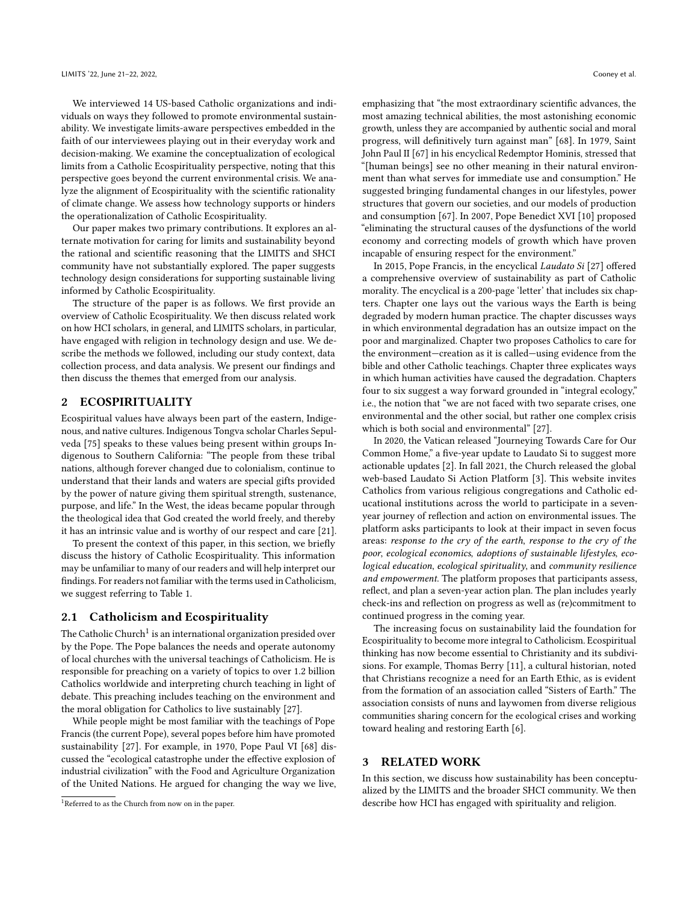We interviewed 14 US-based Catholic organizations and individuals on ways they followed to promote environmental sustainability. We investigate limits-aware perspectives embedded in the faith of our interviewees playing out in their everyday work and decision-making. We examine the conceptualization of ecological limits from a Catholic Ecospirituality perspective, noting that this perspective goes beyond the current environmental crisis. We analyze the alignment of Ecospirituality with the scientific rationality of climate change. We assess how technology supports or hinders the operationalization of Catholic Ecospirituality.

Our paper makes two primary contributions. It explores an alternate motivation for caring for limits and sustainability beyond the rational and scientific reasoning that the LIMITS and SHCI community have not substantially explored. The paper suggests technology design considerations for supporting sustainable living informed by Catholic Ecospirituality.

The structure of the paper is as follows. We first provide an overview of Catholic Ecospirituality. We then discuss related work on how HCI scholars, in general, and LIMITS scholars, in particular, have engaged with religion in technology design and use. We describe the methods we followed, including our study context, data collection process, and data analysis. We present our findings and then discuss the themes that emerged from our analysis.

## 2 ECOSPIRITUALITY

Ecospiritual values have always been part of the eastern, Indigenous, and native cultures. Indigenous Tongva scholar Charles Sepulveda [75] speaks to these values being present within groups Indigenous to Southern California: "The people from these tribal nations, although forever changed due to colonialism, continue to understand that their lands and waters are special gifts provided by the power of nature giving them spiritual strength, sustenance, purpose, and life." In the West, the ideas became popular through the theological idea that God created the world freely, and thereby it has an intrinsic value and is worthy of our respect and care [21].

To present the context of this paper, in this section, we briefly discuss the history of Catholic Ecospirituality. This information may be unfamiliar to many of our readers and will help interpret our findings. For readers not familiar with the terms used in Catholicism, we suggest referring to Table 1.

### 2.1 Catholicism and Ecospirituality

The Catholic Church[1] is an international organization presided over by the Pope. The Pope balances the needs and operate autonomy of local churches with the universal teachings of Catholicism. He is responsible for preaching on a variety of topics to over 1.2 billion Catholics worldwide and interpreting church teaching in light of debate. This preaching includes teaching on the environment and the moral obligation for Catholics to live sustainably [27].

While people might be most familiar with the teachings of Pope Francis (the current Pope), several popes before him have promoted sustainability [27]. For example, in 1970, Pope Paul VI [68] discussed the "ecological catastrophe under the effective explosion of industrial civilization" with the Food and Agriculture Organization of the United Nations. He argued for changing the way we live, emphasizing that "the most extraordinary scientific advances, the most amazing technical abilities, the most astonishing economic growth, unless they are accompanied by authentic social and moral progress, will definitively turn against man" [68]. In 1979, Saint John Paul II [67] in his encyclical Redemptor Hominis, stressed that "[human beings] see no other meaning in their natural environment than what serves for immediate use and consumption." He suggested bringing fundamental changes in our lifestyles, power structures that govern our societies, and our models of production and consumption [67]. In 2007, Pope Benedict XVI [10] proposed "eliminating the structural causes of the dysfunctions of the world economy and correcting models of growth which have proven incapable of ensuring respect for the environment."

In 2015, Pope Francis, in the encyclical *Laudato Si* [27] offered a comprehensive overview of sustainability as part of Catholic morality. The encyclical is a 200-page 'letter' that includes six chapters. Chapter one lays out the various ways the Earth is being degraded by modern human practice. The chapter discusses ways in which environmental degradation has an outsize impact on the poor and marginalized. Chapter two proposes Catholics to care for the environment—creation as it is called—using evidence from the bible and other Catholic teachings. Chapter three explicates ways in which human activities have caused the degradation. Chapters four to six suggest a way forward grounded in "integral ecology," i.e., the notion that "we are not faced with two separate crises, one environmental and the other social, but rather one complex crisis which is both social and environmental" [27].

In 2020, the Vatican released "Journeying Towards Care for Our Common Home," a five-year update to Laudato Si to suggest more actionable updates [2]. In fall 2021, the Church released the global web-based Laudato Si Action Platform [3]. This website invites Catholics from various religious congregations and Catholic educational institutions across the world to participate in a seven-year journey of reflection and action on environmental issues. The platform asks participants to look at their impact in seven focus areas: *response to the cry of the earth*, *response to the cry of the poor*, *ecological economics*, *adoptions of sustainable lifestyles*, *ecological education*, *ecological spirituality*, and *community resilience and empowerment*. The platform proposes that participants assess, reflect, and plan a seven-year action plan. The plan includes yearly check-ins and reflection on progress as well as (re)commitment to continued progress in the coming year.

The increasing focus on sustainability laid the foundation for Ecospirituality to become more integral to Catholicism. Ecospiritual thinking has now become essential to Christianity and its subdivisions. For example, Thomas Berry [11], a cultural historian, noted that Christians recognize a need for an Earth Ethic, as is evident from the formation of an association called "Sisters of Earth." The association consists of nuns and laywomen from diverse religious communities sharing concern for the ecological crises and working toward healing and restoring Earth [6].

## 3 RELATED WORK

In this section, we discuss how sustainability has been conceptualized by the LIMITS and the broader SHCI community. We then describe how HCI has engaged with spirituality and religion.

[1] Referred to as the Church from now on in the paper.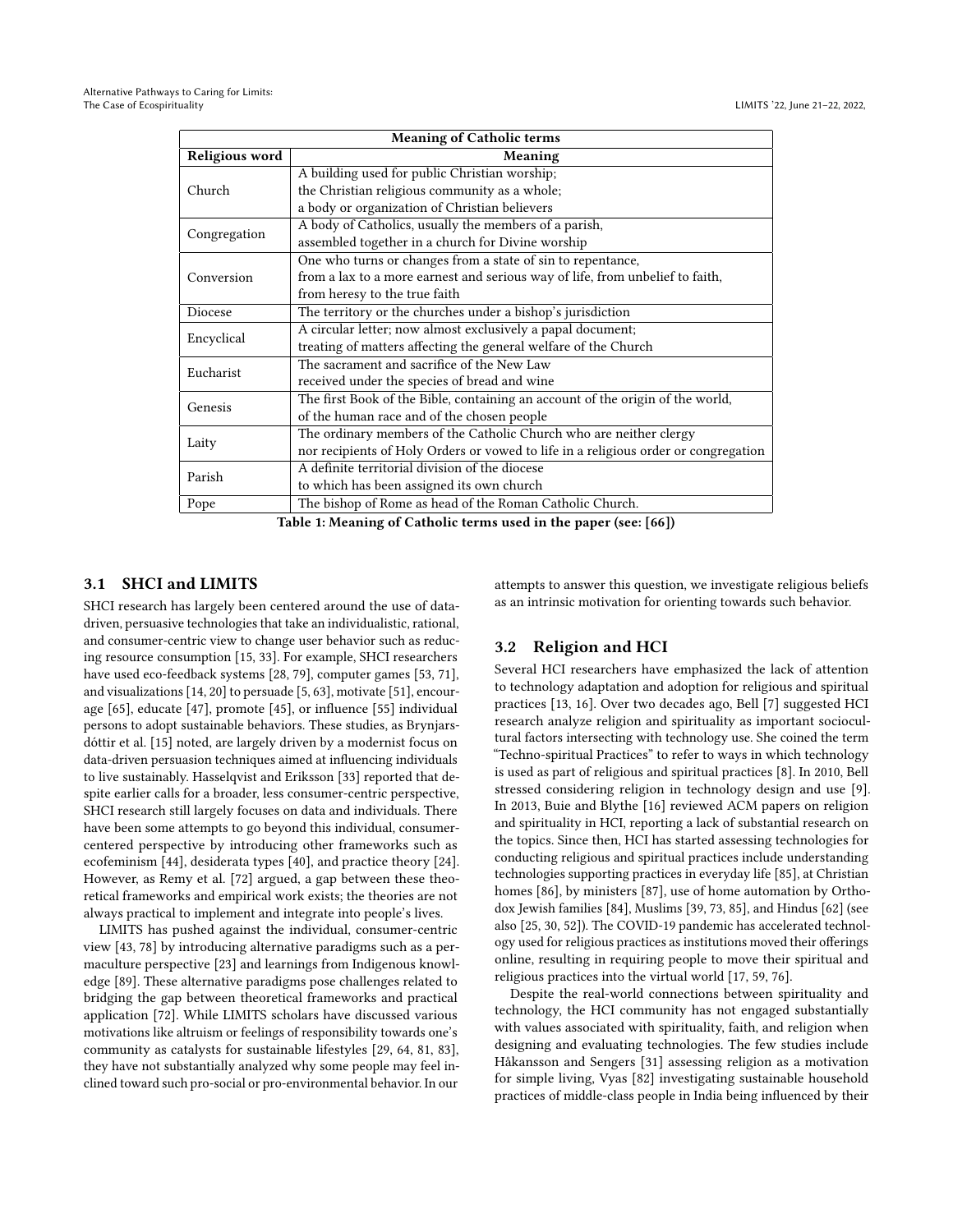| Meaning of Catholic terms | |
|---|---|
| **Religious word** | **Meaning** |
| Church | A building used for public Christian worship; the Christian religious community as a whole; a body or organization of Christian believers |
| Congregation | A body of Catholics, usually the members of a parish, assembled together in a church for Divine worship |
| Conversion | One who turns or changes from a state of sin to repentance, from a lax to a more earnest and serious way of life, from unbelief to faith, from heresy to the true faith |
| Diocese | The territory or the churches under a bishop's jurisdiction |
| Encyclical | A circular letter; now almost exclusively a papal document; treating of matters affecting the general welfare of the Church |
| Eucharist | The sacrament and sacrifice of the New Law received under the species of bread and wine |
| Genesis | The first Book of the Bible, containing an account of the origin of the world, of the human race and of the chosen people |
| Laity | The ordinary members of the Catholic Church who are neither clergy nor recipients of Holy Orders or vowed to life in a religious order or congregation |
| Parish | A definite territorial division of the diocese to which has been assigned its own church |
| Pope | The bishop of Rome as head of the Roman Catholic Church. |

**Table 1: Meaning of Catholic terms used in the paper (see: [66])**

## 3.1 SHCI and LIMITS

SHCI research has largely been centered around the use of data-driven, persuasive technologies that take an individualistic, rational, and consumer-centric view to change user behavior such as reducing resource consumption [15, 33]. For example, SHCI researchers have used eco-feedback systems [28, 79], computer games [53, 71], and visualizations [14, 20] to persuade [5, 63], motivate [51], encourage [65], educate [47], promote [45], or influence [55] individual persons to adopt sustainable behaviors. These studies, as Brynjarsdóttir et al. [15] noted, are largely driven by a modernist focus on data-driven persuasion techniques aimed at influencing individuals to live sustainably. Hasselqvist and Eriksson [33] reported that despite earlier calls for a broader, less consumer-centric perspective, SHCI research still largely focuses on data and individuals. There have been some attempts to go beyond this individual, consumer-centered perspective by introducing other frameworks such as ecofeminism [44], desiderata types [40], and practice theory [24]. However, as Remy et al. [72] argued, a gap between these theoretical frameworks and empirical work exists; the theories are not always practical to implement and integrate into people's lives.

LIMITS has pushed against the individual, consumer-centric view [43, 78] by introducing alternative paradigms such as a permaculture perspective [23] and learnings from Indigenous knowledge [89]. These alternative paradigms pose challenges related to bridging the gap between theoretical frameworks and practical application [72]. While LIMITS scholars have discussed various motivations like altruism or feelings of responsibility towards one's community as catalysts for sustainable lifestyles [29, 64, 81, 83], they have not substantially analyzed why some people may feel inclined toward such pro-social or pro-environmental behavior. In our attempts to answer this question, we investigate religious beliefs as an intrinsic motivation for orienting towards such behavior.

## 3.2 Religion and HCI

Several HCI researchers have emphasized the lack of attention to technology adaptation and adoption for religious and spiritual practices [13, 16]. Over two decades ago, Bell [7] suggested HCI research analyze religion and spirituality as important sociocultural factors intersecting with technology use. She coined the term "Techno-spiritual Practices" to refer to ways in which technology is used as part of religious and spiritual practices [8]. In 2010, Bell stressed considering religion in technology design and use [9]. In 2013, Buie and Blythe [16] reviewed ACM papers on religion and spirituality in HCI, reporting a lack of substantial research on the topics. Since then, HCI has started assessing technologies for conducting religious and spiritual practices include understanding technologies supporting practices in everyday life [85], at Christian homes [86], by ministers [87], use of home automation by Orthodox Jewish families [84], Muslims [39, 73, 85], and Hindus [62] (see also [25, 30, 52]). The COVID-19 pandemic has accelerated technology used for religious practices as institutions moved their offerings online, resulting in requiring people to move their spiritual and religious practices into the virtual world [17, 59, 76].

Despite the real-world connections between spirituality and technology, the HCI community has not engaged substantially with values associated with spirituality, faith, and religion when designing and evaluating technologies. The few studies include Håkansson and Sengers [31] assessing religion as a motivation for simple living, Vyas [82] investigating sustainable household practices of middle-class people in India being influenced by their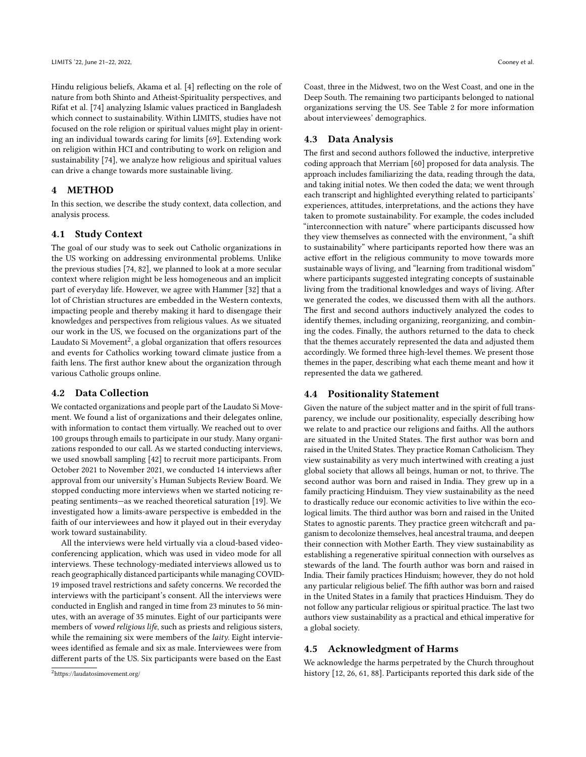Hindu religious beliefs, Akama et al. [4] reflecting on the role of nature from both Shinto and Atheist-Spirituality perspectives, and Rifat et al. [74] analyzing Islamic values practiced in Bangladesh which connect to sustainability. Within LIMITS, studies have not focused on the role religion or spiritual values might play in orienting an individual towards caring for limits [69]. Extending work on religion within HCI and contributing to work on religion and sustainability [74], we analyze how religious and spiritual values can drive a change towards more sustainable living.

## 4 METHOD

In this section, we describe the study context, data collection, and analysis process.

### 4.1 Study Context

The goal of our study was to seek out Catholic organizations in the US working on addressing environmental problems. Unlike the previous studies [74, 82], we planned to look at a more secular context where religion might be less homogeneous and an implicit part of everyday life. However, we agree with Hammer [32] that a lot of Christian structures are embedded in the Western contexts, impacting people and thereby making it hard to disengage their knowledges and perspectives from religious values. As we situated our work in the US, we focused on the organizations part of the Laudato Si Movement[2], a global organization that offers resources and events for Catholics working toward climate justice from a faith lens. The first author knew about the organization through various Catholic groups online.

### 4.2 Data Collection

We contacted organizations and people part of the Laudato Si Movement. We found a list of organizations and their delegates online, with information to contact them virtually. We reached out to over 100 groups through emails to participate in our study. Many organizations responded to our call. As we started conducting interviews, we used snowball sampling [42] to recruit more participants. From October 2021 to November 2021, we conducted 14 interviews after approval from our university's Human Subjects Review Board. We stopped conducting more interviews when we started noticing repeating sentiments—as we reached theoretical saturation [19]. We investigated how a limits-aware perspective is embedded in the faith of our interviewees and how it played out in their everyday work toward sustainability.

All the interviews were held virtually via a cloud-based videoconferencing application, which was used in video mode for all interviews. These technology-mediated interviews allowed us to reach geographically distanced participants while managing COVID-19 imposed travel restrictions and safety concerns. We recorded the interviews with the participant's consent. All the interviews were conducted in English and ranged in time from 23 minutes to 56 minutes, with an average of 35 minutes. Eight of our participants were members of *vowed religious life*, such as priests and religious sisters, while the remaining six were members of the *laity*. Eight interviewees identified as female and six as male. Interviewees were from different parts of the US. Six participants were based on the East Coast, three in the Midwest, two on the West Coast, and one in the Deep South. The remaining two participants belonged to national organizations serving the US. See Table 2 for more information about interviewees' demographics.

[2] https://laudatosimovement.org/

### 4.3 Data Analysis

The first and second authors followed the inductive, interpretive coding approach that Merriam [60] proposed for data analysis. The approach includes familiarizing the data, reading through the data, and taking initial notes. We then coded the data; we went through each transcript and highlighted everything related to participants' experiences, attitudes, interpretations, and the actions they have taken to promote sustainability. For example, the codes included "interconnection with nature" where participants discussed how they view themselves as connected with the environment, "a shift to sustainability" where participants reported how there was an active effort in the religious community to move towards more sustainable ways of living, and "learning from traditional wisdom" where participants suggested integrating concepts of sustainable living from the traditional knowledges and ways of living. After we generated the codes, we discussed them with all the authors. The first and second authors inductively analyzed the codes to identify themes, including organizing, reorganizing, and combining the codes. Finally, the authors returned to the data to check that the themes accurately represented the data and adjusted them accordingly. We formed three high-level themes. We present those themes in the paper, describing what each theme meant and how it represented the data we gathered.

### 4.4 Positionality Statement

Given the nature of the subject matter and in the spirit of full transparency, we include our positionality, especially describing how we relate to and practice our religions and faiths. All the authors are situated in the United States. The first author was born and raised in the United States. They practice Roman Catholicism. They view sustainability as very much intertwined with creating a just global society that allows all beings, human or not, to thrive. The second author was born and raised in India. They grew up in a family practicing Hinduism. They view sustainability as the need to drastically reduce our economic activities to live within the ecological limits. The third author was born and raised in the United States to agnostic parents. They practice green witchcraft and paganism to decolonize themselves, heal ancestral trauma, and deepen their connection with Mother Earth. They view sustainability as establishing a regenerative spiritual connection with ourselves as stewards of the land. The fourth author was born and raised in India. Their family practices Hinduism; however, they do not hold any particular religious belief. The fifth author was born and raised in the United States in a family that practices Hinduism. They do not follow any particular religious or spiritual practice. The last two authors view sustainability as a practical and ethical imperative for a global society.

### 4.5 Acknowledgment of Harms

We acknowledge the harms perpetrated by the Church throughout history [12, 26, 61, 88]. Participants reported this dark side of the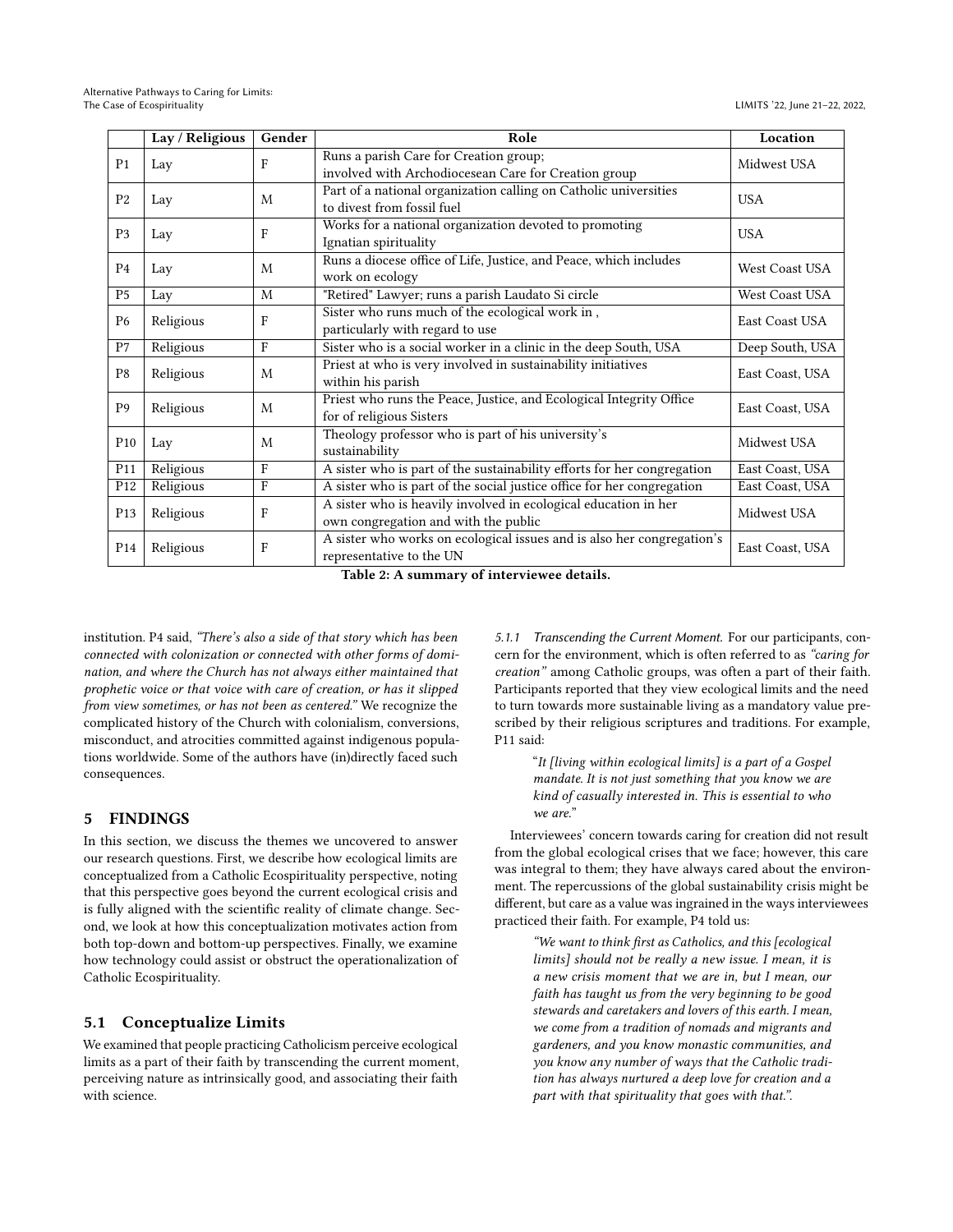|  | Lay / Religious | Gender | Role | Location |
|---|---|---|---|---|
| P1 | Lay | F | Runs a parish Care for Creation group; involved with Archodiocesean Care for Creation group | Midwest USA |
| P2 | Lay | M | Part of a national organization calling on Catholic universities to divest from fossil fuel | USA |
| P3 | Lay | F | Works for a national organization devoted to promoting Ignatian spirituality | USA |
| P4 | Lay | M | Runs a diocese office of Life, Justice, and Peace, which includes work on ecology | West Coast USA |
| P5 | Lay | M | "Retired" Lawyer; runs a parish Laudato Si circle | West Coast USA |
| P6 | Religious | F | Sister who runs much of the ecological work in , particularly with regard to use | East Coast USA |
| P7 | Religious | F | Sister who is a social worker in a clinic in the deep South, USA | Deep South, USA |
| P8 | Religious | M | Priest at who is very involved in sustainability initiatives within his parish | East Coast, USA |
| P9 | Religious | M | Priest who runs the Peace, Justice, and Ecological Integrity Office for of religious Sisters | East Coast, USA |
| P10 | Lay | M | Theology professor who is part of his university's sustainability | Midwest USA |
| P11 | Religious | F | A sister who is part of the sustainability efforts for her congregation | East Coast, USA |
| P12 | Religious | F | A sister who is part of the social justice office for her congregation | East Coast, USA |
| P13 | Religious | F | A sister who is heavily involved in ecological education in her own congregation and with the public | Midwest USA |
| P14 | Religious | F | A sister who works on ecological issues and is also her congregation's representative to the UN | East Coast, USA |

**Table 2: A summary of interviewee details.**

institution. P4 said, *"There's also a side of that story which has been connected with colonization or connected with other forms of domination, and where the Church has not always either maintained that prophetic voice or that voice with care of creation, or has it slipped from view sometimes, or has not been as centered."* We recognize the complicated history of the Church with colonialism, conversions, misconduct, and atrocities committed against indigenous populations worldwide. Some of the authors have (in)directly faced such consequences.

## 5 FINDINGS

In this section, we discuss the themes we uncovered to answer our research questions. First, we describe how ecological limits are conceptualized from a Catholic Ecospirituality perspective, noting that this perspective goes beyond the current ecological crisis and is fully aligned with the scientific reality of climate change. Second, we look at how this conceptualization motivates action from both top-down and bottom-up perspectives. Finally, we examine how technology could assist or obstruct the operationalization of Catholic Ecospirituality.

### 5.1 Conceptualize Limits

We examined that people practicing Catholicism perceive ecological limits as a part of their faith by transcending the current moment, perceiving nature as intrinsically good, and associating their faith with science.

#### 5.1.1 Transcending the Current Moment.

For our participants, concern for the environment, which is often referred to as *"caring for creation"* among Catholic groups, was often a part of their faith. Participants reported that they view ecological limits and the need to turn towards more sustainable living as a mandatory value prescribed by their religious scriptures and traditions. For example, P11 said:

> "*It [living within ecological limits] is a part of a Gospel mandate. It is not just something that you know we are kind of casually interested in. This is essential to who we are.*"

Interviewees' concern towards caring for creation did not result from the global ecological crises that we face; however, this care was integral to them; they have always cared about the environment. The repercussions of the global sustainability crisis might be different, but care as a value was ingrained in the ways interviewees practiced their faith. For example, P4 told us:

> *"We want to think first as Catholics, and this [ecological limits] should not be really a new issue. I mean, it is a new crisis moment that we are in, but I mean, our faith has taught us from the very beginning to be good stewards and caretakers and lovers of this earth. I mean, we come from a tradition of nomads and migrants and gardeners, and you know monastic communities, and you know any number of ways that the Catholic tradition has always nurtured a deep love for creation and a part with that spirituality that goes with that.".*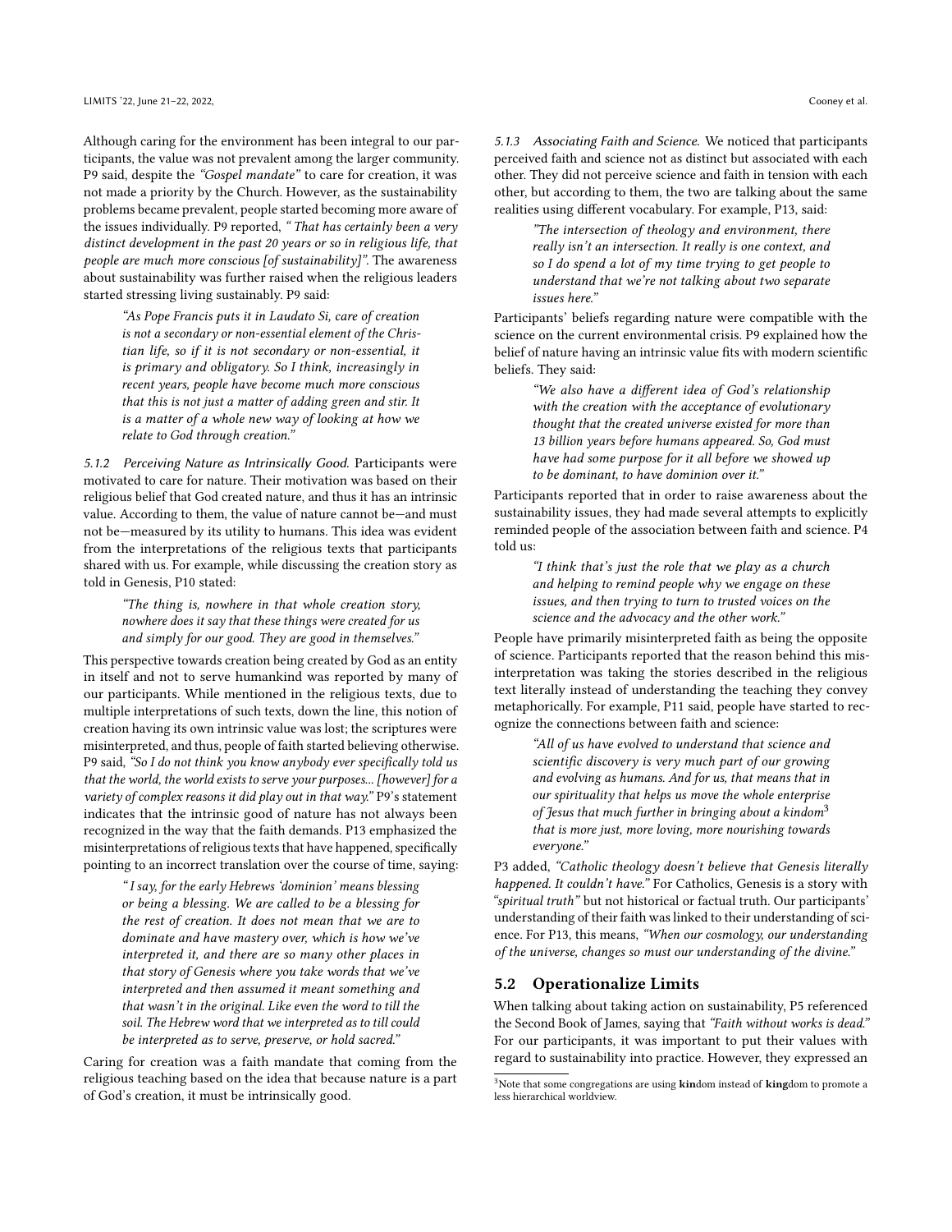Although caring for the environment has been integral to our participants, the value was not prevalent among the larger community. P9 said, despite the *"Gospel mandate"* to care for creation, it was not made a priority by the Church. However, as the sustainability problems became prevalent, people started becoming more aware of the issues individually. P9 reported, *" That has certainly been a very distinct development in the past 20 years or so in religious life, that people are much more conscious [of sustainability]"*. The awareness about sustainability was further raised when the religious leaders started stressing living sustainably. P9 said:

> *"As Pope Francis puts it in Laudato Si, care of creation is not a secondary or non-essential element of the Christian life, so if it is not secondary or non-essential, it is primary and obligatory. So I think, increasingly in recent years, people have become much more conscious that this is not just a matter of adding green and stir. It is a matter of a whole new way of looking at how we relate to God through creation."*

#### 5.1.2 Perceiving Nature as Intrinsically Good.

Participants were motivated to care for nature. Their motivation was based on their religious belief that God created nature, and thus it has an intrinsic value. According to them, the value of nature cannot be—and must not be—measured by its utility to humans. This idea was evident from the interpretations of the religious texts that participants shared with us. For example, while discussing the creation story as told in Genesis, P10 stated:

> *"The thing is, nowhere in that whole creation story, nowhere does it say that these things were created for us and simply for our good. They are good in themselves."*

This perspective towards creation being created by God as an entity in itself and not to serve humankind was reported by many of our participants. While mentioned in the religious texts, due to multiple interpretations of such texts, down the line, this notion of creation having its own intrinsic value was lost; the scriptures were misinterpreted, and thus, people of faith started believing otherwise. P9 said, *"So I do not think you know anybody ever specifically told us that the world, the world exists to serve your purposes... [however] for a variety of complex reasons it did play out in that way."* P9's statement indicates that the intrinsic good of nature has not always been recognized in the way that the faith demands. P13 emphasized the misinterpretations of religious texts that have happened, specifically pointing to an incorrect translation over the course of time, saying:

> *" I say, for the early Hebrews 'dominion' means blessing or being a blessing. We are called to be a blessing for the rest of creation. It does not mean that we are to dominate and have mastery over, which is how we've interpreted it, and there are so many other places in that story of Genesis where you take words that we've interpreted and then assumed it meant something and that wasn't in the original. Like even the word to till the soil. The Hebrew word that we interpreted as to till could be interpreted as to serve, preserve, or hold sacred."*

Caring for creation was a faith mandate that coming from the religious teaching based on the idea that because nature is a part of God's creation, it must be intrinsically good.

#### 5.1.3 Associating Faith and Science.

We noticed that participants perceived faith and science not as distinct but associated with each other. They did not perceive science and faith in tension with each other, but according to them, the two are talking about the same realities using different vocabulary. For example, P13, said:

> *"The intersection of theology and environment, there really isn't an intersection. It really is one context, and so I do spend a lot of my time trying to get people to understand that we're not talking about two separate issues here."*

Participants' beliefs regarding nature were compatible with the science on the current environmental crisis. P9 explained how the belief of nature having an intrinsic value fits with modern scientific beliefs. They said:

> *"We also have a different idea of God's relationship with the creation with the acceptance of evolutionary thought that the created universe existed for more than 13 billion years before humans appeared. So, God must have had some purpose for it all before we showed up to be dominant, to have dominion over it."*

Participants reported that in order to raise awareness about the sustainability issues, they had made several attempts to explicitly reminded people of the association between faith and science. P4 told us:

> *"I think that's just the role that we play as a church and helping to remind people why we engage on these issues, and then trying to turn to trusted voices on the science and the advocacy and the other work."*

People have primarily misinterpreted faith as being the opposite of science. Participants reported that the reason behind this misinterpretation was taking the stories described in the religious text literally instead of understanding the teaching they convey metaphorically. For example, P11 said, people have started to recognize the connections between faith and science:

> *"All of us have evolved to understand that science and scientific discovery is very much part of our growing and evolving as humans. And for us, that means that in our spirituality that helps us move the whole enterprise of Jesus that much further in bringing about a kindom[3] that is more just, more loving, more nourishing towards everyone."*

P3 added, *"Catholic theology doesn't believe that Genesis literally happened. It couldn't have."* For Catholics, Genesis is a story with *"spiritual truth"* but not historical or factual truth. Our participants' understanding of their faith was linked to their understanding of science. For P13, this means, *"When our cosmology, our understanding of the universe, changes so must our understanding of the divine."*

### 5.2 Operationalize Limits

When talking about taking action on sustainability, P5 referenced the Second Book of James, saying that *"Faith without works is dead."* For our participants, it was important to put their values with regard to sustainability into practice. However, they expressed an

[3] Note that some congregations are using **kin**dom instead of **king**dom to promote a less hierarchical worldview.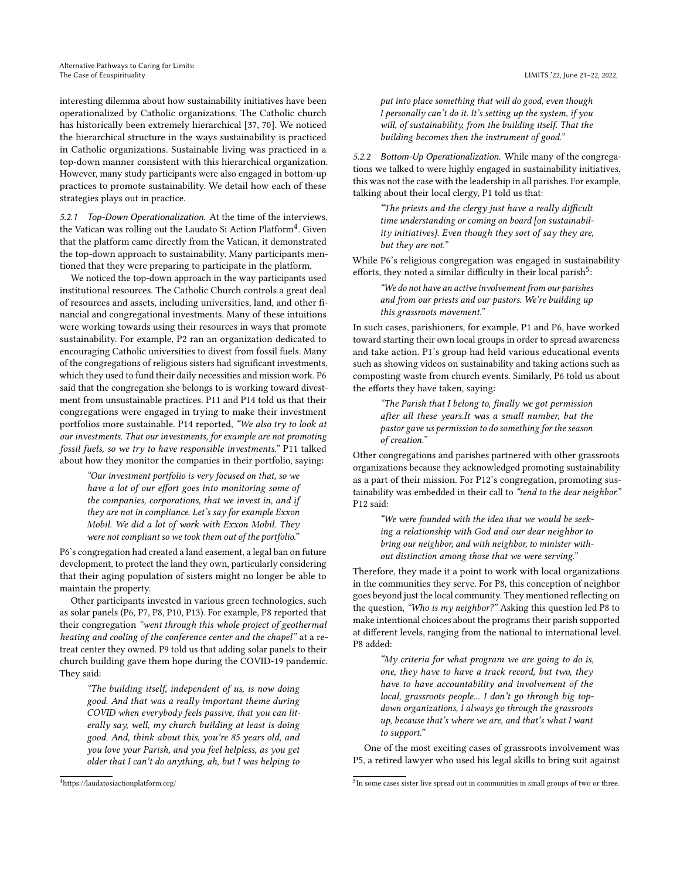interesting dilemma about how sustainability initiatives have been operationalized by Catholic organizations. The Catholic church has historically been extremely hierarchical [37, 70]. We noticed the hierarchical structure in the ways sustainability is practiced in Catholic organizations. Sustainable living was practiced in a top-down manner consistent with this hierarchical organization. However, many study participants were also engaged in bottom-up practices to promote sustainability. We detail how each of these strategies plays out in practice.

*5.2.1 Top-Down Operationalization.* At the time of the interviews, the Vatican was rolling out the Laudato Si Action Platform[4]. Given that the platform came directly from the Vatican, it demonstrated the top-down approach to sustainability. Many participants mentioned that they were preparing to participate in the platform.

We noticed the top-down approach in the way participants used institutional resources. The Catholic Church controls a great deal of resources and assets, including universities, land, and other financial and congregational investments. Many of these intuitions were working towards using their resources in ways that promote sustainability. For example, P2 ran an organization dedicated to encouraging Catholic universities to divest from fossil fuels. Many of the congregations of religious sisters had significant investments, which they used to fund their daily necessities and mission work. P6 said that the congregation she belongs to is working toward divestment from unsustainable practices. P11 and P14 told us that their congregations were engaged in trying to make their investment portfolios more sustainable. P14 reported, *"We also try to look at our investments. That our investments, for example are not promoting fossil fuels, so we try to have responsible investments."* P11 talked about how they monitor the companies in their portfolio, saying:

> *"Our investment portfolio is very focused on that, so we have a lot of our effort goes into monitoring some of the companies, corporations, that we invest in, and if they are not in compliance. Let's say for example Exxon Mobil. We did a lot of work with Exxon Mobil. They were not compliant so we took them out of the portfolio."*

P6's congregation had created a land easement, a legal ban on future development, to protect the land they own, particularly considering that their aging population of sisters might no longer be able to maintain the property.

Other participants invested in various green technologies, such as solar panels (P6, P7, P8, P10, P13). For example, P8 reported that their congregation *"went through this whole project of geothermal heating and cooling of the conference center and the chapel"* at a retreat center they owned. P9 told us that adding solar panels to their church building gave them hope during the COVID-19 pandemic. They said:

> *"The building itself, independent of us, is now doing good. And that was a really important theme during COVID when everybody feels passive, that you can literally say, well, my church building at least is doing good. And, think about this, you're 85 years old, and you love your Parish, and you feel helpless, as you get older that I can't do anything, ah, but I was helping to put into place something that will do good, even though I personally can't do it. It's setting up the system, if you will, of sustainability, from the building itself. That the building becomes then the instrument of good."*

*5.2.2 Bottom-Up Operationalization.* While many of the congregations we talked to were highly engaged in sustainability initiatives, this was not the case with the leadership in all parishes. For example, talking about their local clergy, P1 told us that:

> *"The priests and the clergy just have a really difficult time understanding or coming on board [on sustainability initiatives]. Even though they sort of say they are, but they are not."*

While P6's religious congregation was engaged in sustainability efforts, they noted a similar difficulty in their local parish[5]:

> *"We do not have an active involvement from our parishes and from our priests and our pastors. We're building up this grassroots movement."*

In such cases, parishioners, for example, P1 and P6, have worked toward starting their own local groups in order to spread awareness and take action. P1's group had held various educational events such as showing videos on sustainability and taking actions such as composting waste from church events. Similarly, P6 told us about the efforts they have taken, saying:

> *"The Parish that I belong to, finally we got permission after all these years.It was a small number, but the pastor gave us permission to do something for the season of creation."*

Other congregations and parishes partnered with other grassroots organizations because they acknowledged promoting sustainability as a part of their mission. For P12's congregation, promoting sustainability was embedded in their call to *"tend to the dear neighbor."* P12 said:

> *"We were founded with the idea that we would be seeking a relationship with God and our dear neighbor to bring our neighbor, and with neighbor, to minister without distinction among those that we were serving."*

Therefore, they made it a point to work with local organizations in the communities they serve. For P8, this conception of neighbor goes beyond just the local community. They mentioned reflecting on the question, *"Who is my neighbor?"* Asking this question led P8 to make intentional choices about the programs their parish supported at different levels, ranging from the national to international level. P8 added:

> *"My criteria for what program we are going to do is, one, they have to have a track record, but two, they have to have accountability and involvement of the local, grassroots people... I don't go through big top-down organizations, I always go through the grassroots up, because that's where we are, and that's what I want to support."*

One of the most exciting cases of grassroots involvement was P5, a retired lawyer who used his legal skills to bring suit against

[4] https://laudatosiactionplatform.org/

[5] In some cases sister live spread out in communities in small groups of two or three.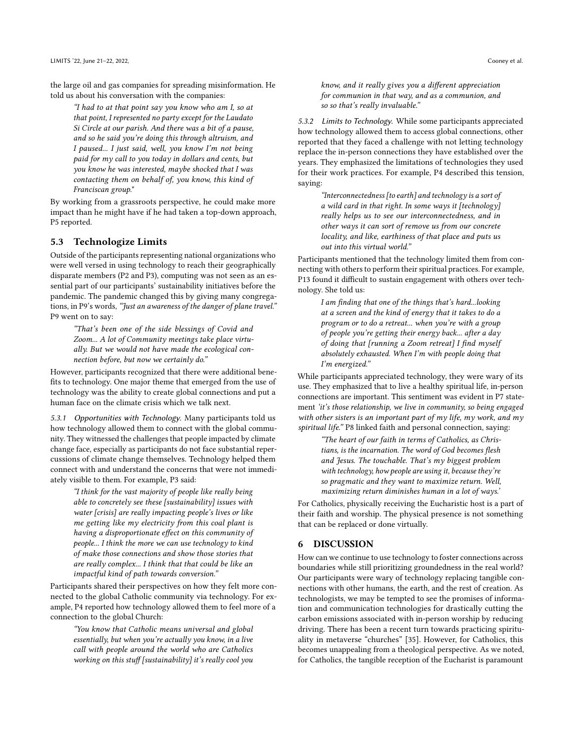the large oil and gas companies for spreading misinformation. He told us about his conversation with the companies:

> *"I had to at that point say you know who am I, so at that point, I represented no party except for the Laudato Si Circle at our parish. And there was a bit of a pause, and so he said you're doing this through altruism, and I paused... I just said, well, you know I'm not being paid for my call to you today in dollars and cents, but you know he was interested, maybe shocked that I was contacting them on behalf of, you know, this kind of Franciscan group."*

By working from a grassroots perspective, he could make more impact than he might have if he had taken a top-down approach, P5 reported.

## 5.3 Technologize Limits

Outside of the participants representing national organizations who were well versed in using technology to reach their geographically disparate members (P2 and P3), computing was not seen as an essential part of our participants' sustainability initiatives before the pandemic. The pandemic changed this by giving many congregations, in P9's words, *"Just an awareness of the danger of plane travel."* P9 went on to say:

> *"That's been one of the side blessings of Covid and Zoom... A lot of Community meetings take place virtually. But we would not have made the ecological connection before, but now we certainly do."*

However, participants recognized that there were additional benefits to technology. One major theme that emerged from the use of technology was the ability to create global connections and put a human face on the climate crisis which we talk next.

*5.3.1 Opportunities with Technology.* Many participants told us how technology allowed them to connect with the global community. They witnessed the challenges that people impacted by climate change face, especially as participants do not face substantial repercussions of climate change themselves. Technology helped them connect with and understand the concerns that were not immediately visible to them. For example, P3 said:

> *"I think for the vast majority of people like really being able to concretely see these [sustainability] issues with water [crisis] are really impacting people's lives or like me getting like my electricity from this coal plant is having a disproportionate effect on this community of people... I think the more we can use technology to kind of make those connections and show those stories that are really complex... I think that that could be like an impactful kind of path towards conversion."*

Participants shared their perspectives on how they felt more connected to the global Catholic community via technology. For example, P4 reported how technology allowed them to feel more of a connection to the global Church:

> *"You know that Catholic means universal and global essentially, but when you're actually you know, in a live call with people around the world who are Catholics working on this stuff [sustainability] it's really cool you know, and it really gives you a different appreciation for communion in that way, and as a communion, and so so that's really invaluable."*

*5.3.2 Limits to Technology.* While some participants appreciated how technology allowed them to access global connections, other reported that they faced a challenge with not letting technology replace the in-person connections they have established over the years. They emphasized the limitations of technologies they used for their work practices. For example, P4 described this tension, saying:

> *"Interconnectedness [to earth] and technology is a sort of a wild card in that right. In some ways it [technology] really helps us to see our interconnectedness, and in other ways it can sort of remove us from our concrete locality, and like, earthiness of that place and puts us out into this virtual world."*

Participants mentioned that the technology limited them from connecting with others to perform their spiritual practices. For example, P13 found it difficult to sustain engagement with others over technology. She told us:

> *I am finding that one of the things that's hard...looking at a screen and the kind of energy that it takes to do a program or to do a retreat... when you're with a group of people you're getting their energy back... after a day of doing that [running a Zoom retreat] I find myself absolutely exhausted. When I'm with people doing that I'm energized."*

While participants appreciated technology, they were wary of its use. They emphasized that to live a healthy spiritual life, in-person connections are important. This sentiment was evident in P7 statement *'it's those relationship, we live in community, so being engaged with other sisters is an important part of my life, my work, and my spiritual life."* P8 linked faith and personal connection, saying:

> *"The heart of our faith in terms of Catholics, as Christians, is the incarnation. The word of God becomes flesh and Jesus. The touchable. That's my biggest problem with technology, how people are using it, because they're so pragmatic and they want to maximize return. Well, maximizing return diminishes human in a lot of ways.'*

For Catholics, physically receiving the Eucharistic host is a part of their faith and worship. The physical presence is not something that can be replaced or done virtually.

# 6 DISCUSSION

How can we continue to use technology to foster connections across boundaries while still prioritizing groundedness in the real world? Our participants were wary of technology replacing tangible connections with other humans, the earth, and the rest of creation. As technologists, we may be tempted to see the promises of information and communication technologies for drastically cutting the carbon emissions associated with in-person worship by reducing driving. There has been a recent turn towards practicing spirituality in metaverse "churches" [35]. However, for Catholics, this becomes unappealing from a theological perspective. As we noted, for Catholics, the tangible reception of the Eucharist is paramount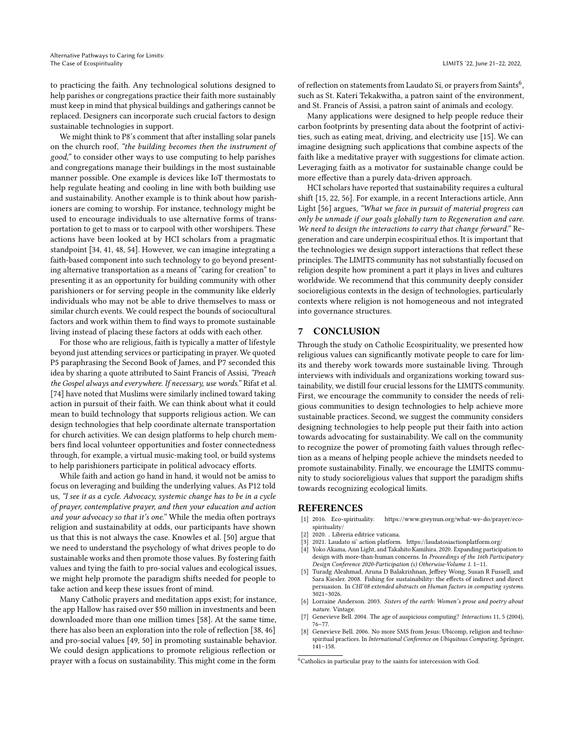to practicing the faith. Any technological solutions designed to help parishes or congregations practice their faith more sustainably must keep in mind that physical buildings and gatherings cannot be replaced. Designers can incorporate such crucial factors to design sustainable technologies in support.

We might think to P8's comment that after installing solar panels on the church roof, *"the building becomes then the instrument of good,"* to consider other ways to use computing to help parishes and congregations manage their buildings in the most sustainable manner possible. One example is devices like IoT thermostats to help regulate heating and cooling in line with both building use and sustainability. Another example is to think about how parishioners are coming to worship. For instance, technology might be used to encourage individuals to use alternative forms of transportation to get to mass or to carpool with other worshipers. These actions have been looked at by HCI scholars from a pragmatic standpoint [34, 41, 48, 54]. However, we can imagine integrating a faith-based component into such technology to go beyond presenting alternative transportation as a means of "caring for creation" to presenting it as an opportunity for building community with other parishioners or for serving people in the community like elderly individuals who may not be able to drive themselves to mass or similar church events. We could respect the bounds of sociocultural factors and work within them to find ways to promote sustainable living instead of placing these factors at odds with each other.

For those who are religious, faith is typically a matter of lifestyle beyond just attending services or participating in prayer. We quoted P5 paraphrasing the Second Book of James, and P7 seconded this idea by sharing a quote attributed to Saint Francis of Assisi, *"Preach the Gospel always and everywhere. If necessary, use words."* Rifat et al. [74] have noted that Muslims were similarly inclined toward taking action in pursuit of their faith. We can think about what it could mean to build technology that supports religious action. We can design technologies that help coordinate alternate transportation for church activities. We can design platforms to help church members find local volunteer opportunities and foster connectedness through, for example, a virtual music-making tool, or build systems to help parishioners participate in political advocacy efforts.

While faith and action go hand in hand, it would not be amiss to focus on leveraging and building the underlying values. As P12 told us, *"I see it as a cycle. Advocacy, systemic change has to be in a cycle of prayer, contemplative prayer, and then your education and action and your advocacy so that it's one."* While the media often portrays religion and sustainability at odds, our participants have shown us that this is not always the case. Knowles et al. [50] argue that we need to understand the psychology of what drives people to do sustainable works and then promote those values. By fostering faith values and tying the faith to pro-social values and ecological issues, we might help promote the paradigm shifts needed for people to take action and keep these issues front of mind.

Many Catholic prayers and meditation apps exist; for instance, the app Hallow has raised over $50 million in investments and been downloaded more than one million times [58]. At the same time, there has also been an exploration into the role of reflection [38, 46] and pro-social values [49, 50] in promoting sustainable behavior. We could design applications to promote religious reflection or prayer with a focus on sustainability. This might come in the form of reflection on statements from Laudato Si, or prayers from Saints[6], such as St. Kateri Tekakwitha, a patron saint of the environment, and St. Francis of Assisi, a patron saint of animals and ecology.

Many applications were designed to help people reduce their carbon footprints by presenting data about the footprint of activities, such as eating meat, driving, and electricity use [15]. We can imagine designing such applications that combine aspects of the faith like a meditative prayer with suggestions for climate action. Leveraging faith as a motivator for sustainable change could be more effective than a purely data-driven approach.

HCI scholars have reported that sustainability requires a cultural shift [15, 22, 56]. For example, in a recent Interactions article, Ann Light [56] argues, *"What we face in pursuit of material progress can only be unmade if our goals globally turn to Regeneration and care. We need to design the interactions to carry that change forward."* Regeneration and care underpin ecospiritual ethos. It is important that the technologies we design support interactions that reflect these principles. The LIMITS community has not substantially focused on religion despite how prominent a part it plays in lives and cultures worldwide. We recommend that this community deeply consider socioreligious contexts in the design of technologies, particularly contexts where religion is not homogeneous and not integrated into governance structures.

## 7 CONCLUSION

Through the study on Catholic Ecospirituality, we presented how religious values can significantly motivate people to care for limits and thereby work towards more sustainable living. Through interviews with individuals and organizations working toward sustainability, we distill four crucial lessons for the LIMITS community. First, we encourage the community to consider the needs of religious communities to design technologies to help achieve more sustainable practices. Second, we suggest the community considers designing technologies to help people put their faith into action towards advocating for sustainability. We call on the community to recognize the power of promoting faith values through reflection as a means of helping people achieve the mindsets needed to promote sustainability. Finally, we encourage the LIMITS community to study socioreligious values that support the paradigm shifts towards recognizing ecological limits.

## REFERENCES

- [1] 2016. Eco-spirituality. https://www.greynun.org/what-we-do/prayer/eco-spirituality/
- [2] 2020. . Libreria editrice vaticana.
- [3] 2021. Laudato si' action platform. https://laudatosiactionplatform.org/
- [4] Yoko Akama, Ann Light, and Takahito Kamihira. 2020. Expanding participation to design with more-than-human concerns. In *Proceedings of the 16th Participatory Design Conference 2020-Participation (s) Otherwise-Volume 1.* 1–11.
- [5] Turadg Aleahmad, Aruna D Balakrishnan, Jeffrey Wong, Susan R Fussell, and Sara Kiesler. 2008. Fishing for sustainability: the effects of indirect and direct persuasion. In *CHI'08 extended abstracts on Human factors in computing systems.* 3021–3026.
- [6] Lorraine Anderson. 2003. *Sisters of the earth: Women's prose and poetry about nature.* Vintage.
- [7] Genevieve Bell. 2004. The age of auspicious computing? *Interactions* 11, 5 (2004), 76–77.
- [8] Genevieve Bell. 2006. No more SMS from Jesus: Ubicomp, religion and techno-spiritual practices. In *International Conference on Ubiquitous Computing.* Springer, 141–158.

[6] Catholics in particular pray to the saints for intercession with God.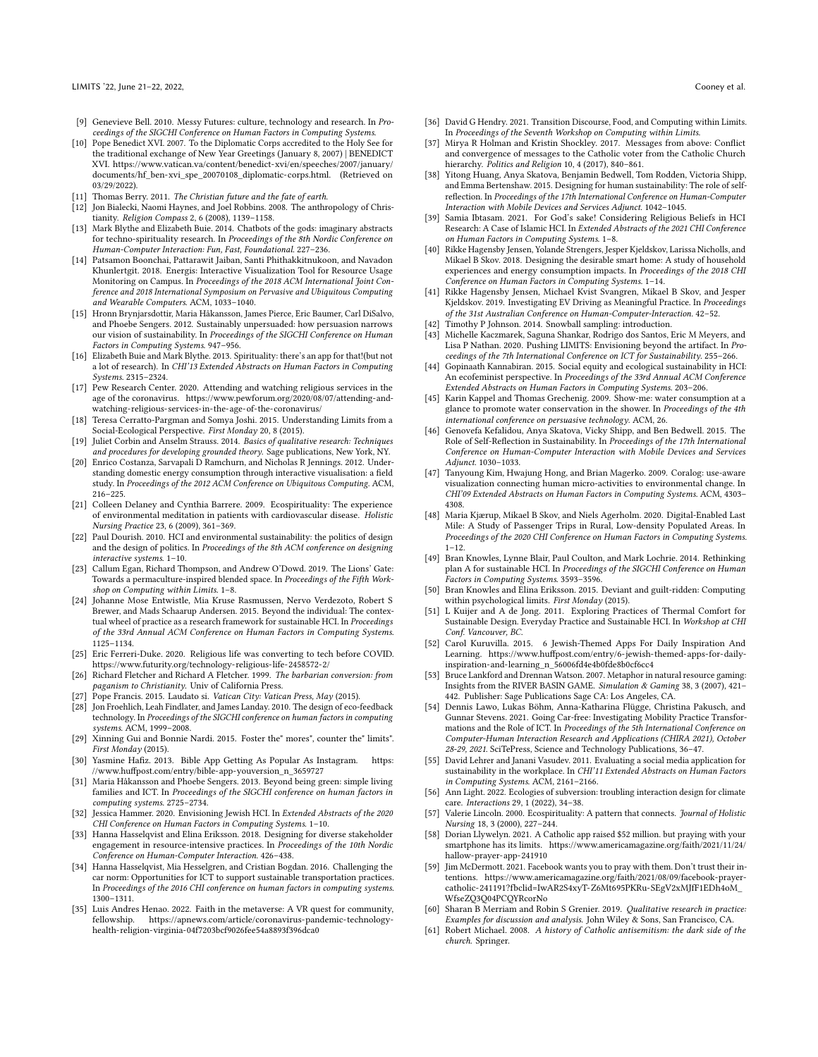- [9] Genevieve Bell. 2010. Messy Futures: culture, technology and research. In *Proceedings of the SIGCHI Conference on Human Factors in Computing Systems*.
- [10] Pope Benedict XVI. 2007. To the Diplomatic Corps accredited to the Holy See for the traditional exchange of New Year Greetings (January 8, 2007) | BENEDICT XVI. https://www.vatican.va/content/benedict-xvi/en/speeches/2007/january/documents/hf_ben-xvi_spe_20070108_diplomatic-corps.html. (Retrieved on 03/29/2022).
- [11] Thomas Berry. 2011. *The Christian future and the fate of earth*.
- [12] Jon Bialecki, Naomi Haynes, and Joel Robbins. 2008. The anthropology of Christianity. *Religion Compass* 2, 6 (2008), 1139–1158.
- [13] Mark Blythe and Elizabeth Buie. 2014. Chatbots of the gods: imaginary abstracts for techno-spirituality research. In *Proceedings of the 8th Nordic Conference on Human-Computer Interaction: Fun, Fast, Foundational*. 227–236.
- [14] Patsamon Boonchai, Pattarawit Jaiban, Santi Phithakkitnukoon, and Navadon Khunlertgit. 2018. Energis: Interactive Visualization Tool for Resource Usage Monitoring on Campus. In *Proceedings of the 2018 ACM International Joint Conference and 2018 International Symposium on Pervasive and Ubiquitous Computing and Wearable Computers*. ACM, 1033–1040.
- [15] Hronn Brynjarsdottir, Maria Håkansson, James Pierce, Eric Baumer, Carl DiSalvo, and Phoebe Sengers. 2012. Sustainably unpersuaded: how persuasion narrows our vision of sustainability. In *Proceedings of the SIGCHI Conference on Human Factors in Computing Systems*. 947–956.
- [16] Elizabeth Buie and Mark Blythe. 2013. Spirituality: there's an app for that!(but not a lot of research). In *CHI'13 Extended Abstracts on Human Factors in Computing Systems*. 2315–2324.
- [17] Pew Research Center. 2020. Attending and watching religious services in the age of the coronavirus. https://www.pewforum.org/2020/08/07/attending-and-watching-religious-services-in-the-age-of-the-coronavirus/
- [18] Teresa Cerratto-Pargman and Somya Joshi. 2015. Understanding Limits from a Social-Ecological Perspective. *First Monday* 20, 8 (2015).
- [19] Juliet Corbin and Anselm Strauss. 2014. *Basics of qualitative research: Techniques and procedures for developing grounded theory*. Sage publications, New York, NY.
- [20] Enrico Costanza, Sarvapali D Ramchurn, and Nicholas R Jennings. 2012. Understanding domestic energy consumption through interactive visualisation: a field study. In *Proceedings of the 2012 ACM Conference on Ubiquitous Computing*. ACM, 216–225.
- [21] Colleen Delaney and Cynthia Barrere. 2009. Ecospirituality: The experience of environmental meditation in patients with cardiovascular disease. *Holistic Nursing Practice* 23, 6 (2009), 361–369.
- [22] Paul Dourish. 2010. HCI and environmental sustainability: the politics of design and the design of politics. In *Proceedings of the 8th ACM conference on designing interactive systems*. 1–10.
- [23] Callum Egan, Richard Thompson, and Andrew O'Dowd. 2019. The Lions' Gate: Towards a permaculture-inspired blended space. In *Proceedings of the Fifth Workshop on Computing within Limits*. 1–8.
- [24] Johanne Mose Entwistle, Mia Kruse Rasmussen, Nervo Verdezoto, Robert S Brewer, and Mads Schaarup Andersen. 2015. Beyond the individual: The contextual wheel of practice as a research framework for sustainable HCI. In *Proceedings of the 33rd Annual ACM Conference on Human Factors in Computing Systems*. 1125–1134.
- [25] Eric Ferreri-Duke. 2020. Religious life was converting to tech before COVID. https://www.futurity.org/technology-religious-life-2458572-2/
- [26] Richard Fletcher and Richard A Fletcher. 1999. *The barbarian conversion: from paganism to Christianity*. Univ of California Press.
- [27] Pope Francis. 2015. Laudato si. *Vatican City: Vatican Press, May* (2015).
- [28] Jon Froehlich, Leah Findlater, and James Landay. 2010. The design of eco-feedback technology. In *Proceedings of the SIGCHI conference on human factors in computing systems*. ACM, 1999–2008.
- [29] Xinning Gui and Bonnie Nardi. 2015. Foster the" mores", counter the" limits". *First Monday* (2015).
- [30] Yasmine Hafiz. 2013. Bible App Getting As Popular As Instagram. https://www.huffpost.com/entry/bible-app-youversion_n_3659727
- [31] Maria Håkansson and Phoebe Sengers. 2013. Beyond being green: simple living families and ICT. In *Proceedings of the SIGCHI conference on human factors in computing systems*. 2725–2734.
- [32] Jessica Hammer. 2020. Envisioning Jewish HCI. In *Extended Abstracts of the 2020 CHI Conference on Human Factors in Computing Systems*. 1–10.
- [33] Hanna Hasselqvist and Elina Eriksson. 2018. Designing for diverse stakeholder engagement in resource-intensive practices. In *Proceedings of the 10th Nordic Conference on Human-Computer Interaction*. 426–438.
- [34] Hanna Hasselqvist, Mia Hesselgren, and Cristian Bogdan. 2016. Challenging the car norm: Opportunities for ICT to support sustainable transportation practices. In *Proceedings of the 2016 CHI conference on human factors in computing systems*. 1300–1311.
- [35] Luis Andres Henao. 2022. Faith in the metaverse: A VR quest for community, fellowship. https://apnews.com/article/coronavirus-pandemic-technology-health-religion-virginia-04f7203bcf9026fee54a8893f396dca0
- [36] David G Hendry. 2021. Transition Discourse, Food, and Computing within Limits. In *Proceedings of the Seventh Workshop on Computing within Limits*.
- [37] Mirya R Holman and Kristin Shockley. 2017. Messages from above: Conflict and convergence of messages to the Catholic voter from the Catholic Church hierarchy. *Politics and Religion* 10, 4 (2017), 840–861.
- [38] Yitong Huang, Anya Skatova, Benjamin Bedwell, Tom Rodden, Victoria Shipp, and Emma Bertenshaw. 2015. Designing for human sustainability: The role of self-reflection. In *Proceedings of the 17th International Conference on Human-Computer Interaction with Mobile Devices and Services Adjunct*. 1042–1045.
- [39] Samia Ibtasam. 2021. For God's sake! Considering Religious Beliefs in HCI Research: A Case of Islamic HCI. In *Extended Abstracts of the 2021 CHI Conference on Human Factors in Computing Systems*. 1–8.
- [40] Rikke Hagensby Jensen, Yolande Strengers, Jesper Kjeldskov, Larissa Nicholls, and Mikael B Skov. 2018. Designing the desirable smart home: A study of household experiences and energy consumption impacts. In *Proceedings of the 2018 CHI Conference on Human Factors in Computing Systems*. 1–14.
- [41] Rikke Hagensby Jensen, Michael Kvist Svangren, Mikael B Skov, and Jesper Kjeldskov. 2019. Investigating EV Driving as Meaningful Practice. In *Proceedings of the 31st Australian Conference on Human-Computer-Interaction*. 42–52.
- [42] Timothy P Johnson. 2014. Snowball sampling: introduction.
- [43] Michelle Kaczmarek, Saguna Shankar, Rodrigo dos Santos, Eric M Meyers, and Lisa P Nathan. 2020. Pushing LIMITS: Envisioning beyond the artifact. In *Proceedings of the 7th International Conference on ICT for Sustainability*. 255–266.
- [44] Gopinaath Kannabiran. 2015. Social equity and ecological sustainability in HCI: An ecofeminist perspective. In *Proceedings of the 33rd Annual ACM Conference Extended Abstracts on Human Factors in Computing Systems*. 203–206.
- [45] Karin Kappel and Thomas Grechenig. 2009. Show-me: water consumption at a glance to promote water conservation in the shower. In *Proceedings of the 4th international conference on persuasive technology*. ACM, 26.
- [46] Genovefa Kefalidou, Anya Skatova, Vicky Shipp, and Ben Bedwell. 2015. The Role of Self-Reflection in Sustainability. In *Proceedings of the 17th International Conference on Human-Computer Interaction with Mobile Devices and Services Adjunct*. 1030–1033.
- [47] Tanyoung Kim, Hwajung Hong, and Brian Magerko. 2009. Coralog: use-aware visualization connecting human micro-activities to environmental change. In *CHI'09 Extended Abstracts on Human Factors in Computing Systems*. ACM, 4303–4308.
- [48] Maria Kjærup, Mikael B Skov, and Niels Agerholm. 2020. Digital-Enabled Last Mile: A Study of Passenger Trips in Rural, Low-density Populated Areas. In *Proceedings of the 2020 CHI Conference on Human Factors in Computing Systems*. 1–12.
- [49] Bran Knowles, Lynne Blair, Paul Coulton, and Mark Lochrie. 2014. Rethinking plan A for sustainable HCI. In *Proceedings of the SIGCHI Conference on Human Factors in Computing Systems*. 3593–3596.
- [50] Bran Knowles and Elina Eriksson. 2015. Deviant and guilt-ridden: Computing within psychological limits. *First Monday* (2015).
- [51] L Kuijer and A de Jong. 2011. Exploring Practices of Thermal Comfort for Sustainable Design. Everyday Practice and Sustainable HCI. In *Workshop at CHI Conf. Vancouver, BC*.
- [52] Carol Kuruvilla. 2015. 6 Jewish-Themed Apps For Daily Inspiration And Learning. https://www.huffpost.com/entry/6-jewish-themed-apps-for-daily-inspiration-and-learning_n_56006fd4e4b0fde8b0cf6cc4
- [53] Bruce Lankford and Drennan Watson. 2007. Metaphor in natural resource gaming: Insights from the RIVER BASIN GAME. *Simulation & Gaming* 38, 3 (2007), 421–442. Publisher: Sage Publications Sage CA: Los Angeles, CA.
- [54] Dennis Lawo, Lukas Böhm, Anna-Katharina Flügge, Christina Pakusch, and Gunnar Stevens. 2021. Going Car-free: Investigating Mobility Practice Transformations and the Role of ICT. In *Proceedings of the 5th International Conference on Computer-Human Interaction Research and Applications (CHIRA 2021), October 28-29, 2021*. SciTePress, Science and Technology Publications, 36–47.
- [55] David Lehrer and Janani Vasudev. 2011. Evaluating a social media application for sustainability in the workplace. In *CHI'11 Extended Abstracts on Human Factors in Computing Systems*. ACM, 2161–2166.
- [56] Ann Light. 2022. Ecologies of subversion: troubling interaction design for climate care. *Interactions* 29, 1 (2022), 34–38.
- [57] Valerie Lincoln. 2000. Ecospirituality: A pattern that connects. *Journal of Holistic Nursing* 18, 3 (2000), 227–244.
- [58] Dorian Llywelyn. 2021. A Catholic app raised $52 million. but praying with your smartphone has its limits. https://www.americamagazine.org/faith/2021/11/24/hallow-prayer-app-241910
- [59] Jim McDermott. 2021. Facebook wants you to pray with them. Don't trust their intentions. https://www.americamagazine.org/faith/2021/08/09/facebook-prayer-catholic-241191?fbclid=IwAR2S4xyT-Z6Mt695PKRu-SEgV2xMJfF1EDh4oM_WfseZQ3Q04PCQYRcorNo
- [60] Sharan B Merriam and Robin S Grenier. 2019. *Qualitative research in practice: Examples for discussion and analysis*. John Wiley & Sons, San Francisco, CA.
- [61] Robert Michael. 2008. *A history of Catholic antisemitism: the dark side of the church*. Springer.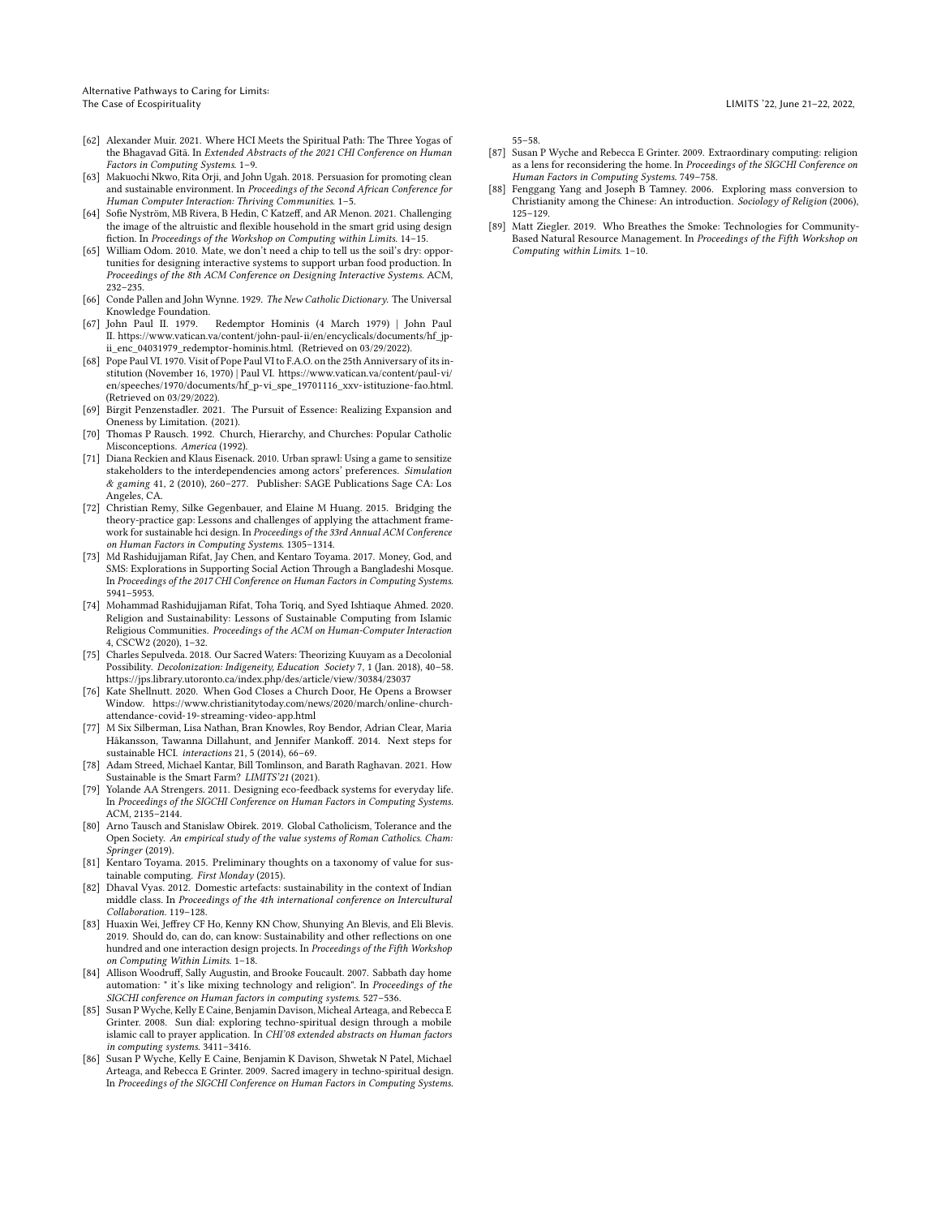- [62] Alexander Muir. 2021. Where HCI Meets the Spiritual Path: The Three Yogas of the Bhagavad Gītā. In *Extended Abstracts of the 2021 CHI Conference on Human Factors in Computing Systems*. 1–9.
- [63] Makuochi Nkwo, Rita Orji, and John Ugah. 2018. Persuasion for promoting clean and sustainable environment. In *Proceedings of the Second African Conference for Human Computer Interaction: Thriving Communities*. 1–5.
- [64] Sofie Nyström, MB Rivera, B Hedin, C Katzeff, and AR Menon. 2021. Challenging the image of the altruistic and flexible household in the smart grid using design fiction. In *Proceedings of the Workshop on Computing within Limits*. 14–15.
- [65] William Odom. 2010. Mate, we don't need a chip to tell us the soil's dry: opportunities for designing interactive systems to support urban food production. In *Proceedings of the 8th ACM Conference on Designing Interactive Systems*. ACM, 232–235.
- [66] Conde Pallen and John Wynne. 1929. *The New Catholic Dictionary*. The Universal Knowledge Foundation.
- [67] John Paul II. 1979. Redemptor Hominis (4 March 1979) | John Paul II. https://www.vatican.va/content/john-paul-ii/en/encyclicals/documents/hf_jp-ii_enc_04031979_redemptor-hominis.html. (Retrieved on 03/29/2022).
- [68] Pope Paul VI. 1970. Visit of Pope Paul VI to F.A.O. on the 25th Anniversary of its institution (November 16, 1970) | Paul VI. https://www.vatican.va/content/paul-vi/en/speeches/1970/documents/hf_p-vi_spe_19701116_xxv-istituzione-fao.html. (Retrieved on 03/29/2022).
- [69] Birgit Penzenstadler. 2021. The Pursuit of Essence: Realizing Expansion and Oneness by Limitation. (2021).
- [70] Thomas P Rausch. 1992. Church, Hierarchy, and Churches: Popular Catholic Misconceptions. *America* (1992).
- [71] Diana Reckien and Klaus Eisenack. 2010. Urban sprawl: Using a game to sensitize stakeholders to the interdependencies among actors' preferences. *Simulation & gaming* 41, 2 (2010), 260–277. Publisher: SAGE Publications Sage CA: Los Angeles, CA.
- [72] Christian Remy, Silke Gegenbauer, and Elaine M Huang. 2015. Bridging the theory-practice gap: Lessons and challenges of applying the attachment framework for sustainable hci design. In *Proceedings of the 33rd Annual ACM Conference on Human Factors in Computing Systems*. 1305–1314.
- [73] Md Rashidujjaman Rifat, Jay Chen, and Kentaro Toyama. 2017. Money, God, and SMS: Explorations in Supporting Social Action Through a Bangladeshi Mosque. In *Proceedings of the 2017 CHI Conference on Human Factors in Computing Systems*. 5941–5953.
- [74] Mohammad Rashidujjaman Rifat, Toha Toriq, and Syed Ishtiaque Ahmed. 2020. Religion and Sustainability: Lessons of Sustainable Computing from Islamic Religious Communities. *Proceedings of the ACM on Human-Computer Interaction* 4, CSCW2 (2020), 1–32.
- [75] Charles Sepulveda. 2018. Our Sacred Waters: Theorizing Kuuyam as a Decolonial Possibility. *Decolonization: Indigeneity, Education Society* 7, 1 (Jan. 2018), 40–58. https://jps.library.utoronto.ca/index.php/des/article/view/30384/23037
- [76] Kate Shellnutt. 2020. When God Closes a Church Door, He Opens a Browser Window. https://www.christianitytoday.com/news/2020/march/online-church-attendance-covid-19-streaming-video-app.html
- [77] M Six Silberman, Lisa Nathan, Bran Knowles, Roy Bendor, Adrian Clear, Maria Håkansson, Tawanna Dillahunt, and Jennifer Mankoff. 2014. Next steps for sustainable HCI. *interactions* 21, 5 (2014), 66–69.
- [78] Adam Streed, Michael Kantar, Bill Tomlinson, and Barath Raghavan. 2021. How Sustainable is the Smart Farm? *LIMITS'21* (2021).
- [79] Yolande AA Strengers. 2011. Designing eco-feedback systems for everyday life. In *Proceedings of the SIGCHI Conference on Human Factors in Computing Systems*. ACM, 2135–2144.
- [80] Arno Tausch and Stanislaw Obirek. 2019. Global Catholicism, Tolerance and the Open Society. *An empirical study of the value systems of Roman Catholics. Cham: Springer* (2019).
- [81] Kentaro Toyama. 2015. Preliminary thoughts on a taxonomy of value for sustainable computing. *First Monday* (2015).
- [82] Dhaval Vyas. 2012. Domestic artefacts: sustainability in the context of Indian middle class. In *Proceedings of the 4th international conference on Intercultural Collaboration*. 119–128.
- [83] Huaxin Wei, Jeffrey CF Ho, Kenny KN Chow, Shunying An Blevis, and Eli Blevis. 2019. Should do, can do, can know: Sustainability and other reflections on one hundred and one interaction design projects. In *Proceedings of the Fifth Workshop on Computing Within Limits*. 1–18.
- [84] Allison Woodruff, Sally Augustin, and Brooke Foucault. 2007. Sabbath day home automation: " it's like mixing technology and religion". In *Proceedings of the SIGCHI conference on Human factors in computing systems*. 527–536.
- [85] Susan P Wyche, Kelly E Caine, Benjamin Davison, Micheal Arteaga, and Rebecca E Grinter. 2008. Sun dial: exploring techno-spiritual design through a mobile islamic call to prayer application. In *CHI'08 extended abstracts on Human factors in computing systems*. 3411–3416.
- [86] Susan P Wyche, Kelly E Caine, Benjamin K Davison, Shwetak N Patel, Michael Arteaga, and Rebecca E Grinter. 2009. Sacred imagery in techno-spiritual design. In *Proceedings of the SIGCHI Conference on Human Factors in Computing Systems*. 55–58.
- [87] Susan P Wyche and Rebecca E Grinter. 2009. Extraordinary computing: religion as a lens for reconsidering the home. In *Proceedings of the SIGCHI Conference on Human Factors in Computing Systems*. 749–758.
- [88] Fenggang Yang and Joseph B Tamney. 2006. Exploring mass conversion to Christianity among the Chinese: An introduction. *Sociology of Religion* (2006), 125–129.
- [89] Matt Ziegler. 2019. Who Breathes the Smoke: Technologies for Community-Based Natural Resource Management. In *Proceedings of the Fifth Workshop on Computing within Limits*. 1–10.